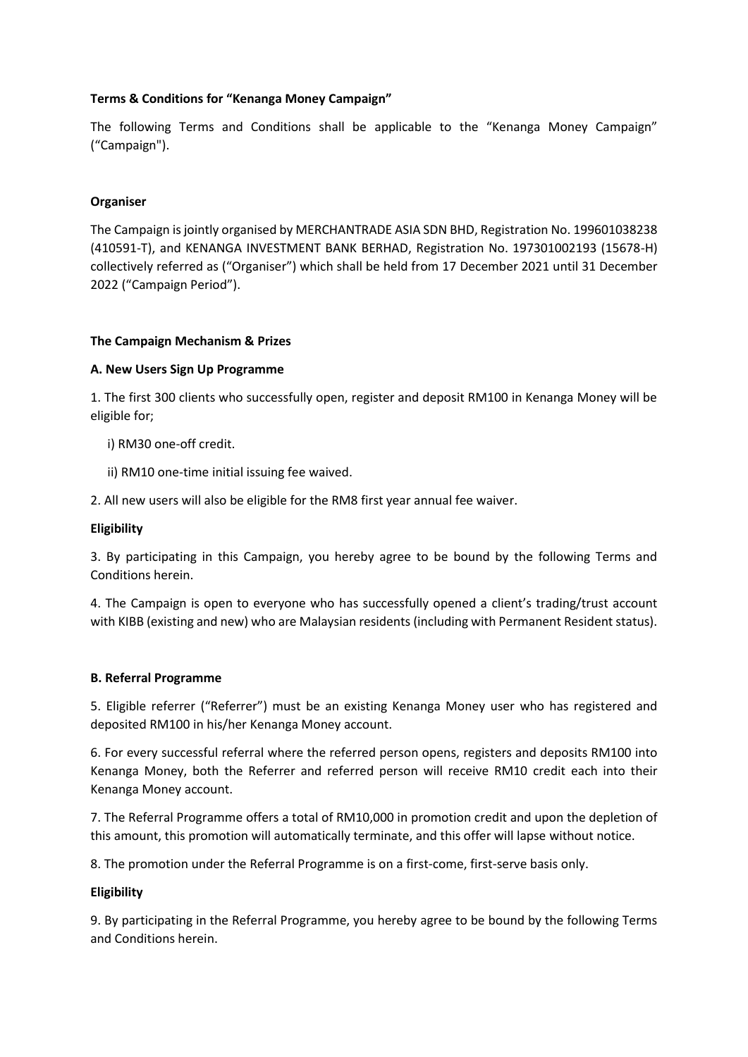**Terms & Conditions for "Kenanga Money Campaign"**

The following Terms and Conditions shall be applicable to the "Kenanga Money Campaign" ("Campaign").

**Organiser**

The Campaign is jointly organised by MERCHANTRADE ASIA SDN BHD, Registration No. 199601038238 (410591-T), and KENANGA INVESTMENT BANK BERHAD, Registration No. 197301002193 (15678-H) collectively referred as ("Organiser") which shall be held from 17 December 2021 until 31 December 2022 ("Campaign Period").

**The Campaign Mechanism & Prizes**

**A. New Users Sign Up Programme**

1. The first 300 clients who successfully open, register and deposit RM100 in Kenanga Money will be eligible for;

   i) RM30 one-off credit.

   ii) RM10 one-time initial issuing fee waived.

2. All new users will also be eligible for the RM8 first year annual fee waiver.

**Eligibility**

3. By participating in this Campaign, you hereby agree to be bound by the following Terms and Conditions herein.

4. The Campaign is open to everyone who has successfully opened a client's trading/trust account with KIBB (existing and new) who are Malaysian residents (including with Permanent Resident status).

**B. Referral Programme**

5. Eligible referrer ("Referrer") must be an existing Kenanga Money user who has registered and deposited RM100 in his/her Kenanga Money account.

6. For every successful referral where the referred person opens, registers and deposits RM100 into Kenanga Money, both the Referrer and referred person will receive RM10 credit each into their Kenanga Money account.

7. The Referral Programme offers a total of RM10,000 in promotion credit and upon the depletion of this amount, this promotion will automatically terminate, and this offer will lapse without notice.

8. The promotion under the Referral Programme is on a first-come, first-serve basis only.

**Eligibility**

9. By participating in the Referral Programme, you hereby agree to be bound by the following Terms and Conditions herein.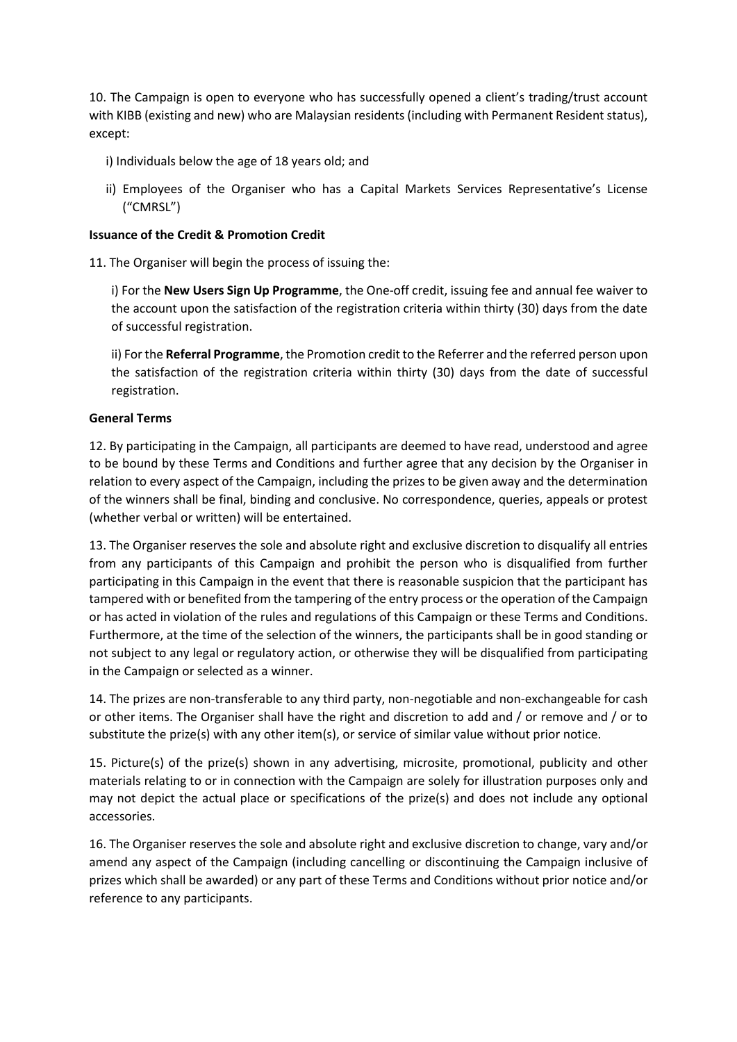10. The Campaign is open to everyone who has successfully opened a client's trading/trust account with KIBB (existing and new) who are Malaysian residents (including with Permanent Resident status), except:

i) Individuals below the age of 18 years old; and

ii) Employees of the Organiser who has a Capital Markets Services Representative's License ("CMRSL")

**Issuance of the Credit & Promotion Credit**

11. The Organiser will begin the process of issuing the:

i) For the **New Users Sign Up Programme**, the One-off credit, issuing fee and annual fee waiver to the account upon the satisfaction of the registration criteria within thirty (30) days from the date of successful registration.

ii) For the **Referral Programme**, the Promotion credit to the Referrer and the referred person upon the satisfaction of the registration criteria within thirty (30) days from the date of successful registration.

**General Terms**

12. By participating in the Campaign, all participants are deemed to have read, understood and agree to be bound by these Terms and Conditions and further agree that any decision by the Organiser in relation to every aspect of the Campaign, including the prizes to be given away and the determination of the winners shall be final, binding and conclusive. No correspondence, queries, appeals or protest (whether verbal or written) will be entertained.

13. The Organiser reserves the sole and absolute right and exclusive discretion to disqualify all entries from any participants of this Campaign and prohibit the person who is disqualified from further participating in this Campaign in the event that there is reasonable suspicion that the participant has tampered with or benefited from the tampering of the entry process or the operation of the Campaign or has acted in violation of the rules and regulations of this Campaign or these Terms and Conditions. Furthermore, at the time of the selection of the winners, the participants shall be in good standing or not subject to any legal or regulatory action, or otherwise they will be disqualified from participating in the Campaign or selected as a winner.

14. The prizes are non-transferable to any third party, non-negotiable and non-exchangeable for cash or other items. The Organiser shall have the right and discretion to add and / or remove and / or to substitute the prize(s) with any other item(s), or service of similar value without prior notice.

15. Picture(s) of the prize(s) shown in any advertising, microsite, promotional, publicity and other materials relating to or in connection with the Campaign are solely for illustration purposes only and may not depict the actual place or specifications of the prize(s) and does not include any optional accessories.

16. The Organiser reserves the sole and absolute right and exclusive discretion to change, vary and/or amend any aspect of the Campaign (including cancelling or discontinuing the Campaign inclusive of prizes which shall be awarded) or any part of these Terms and Conditions without prior notice and/or reference to any participants.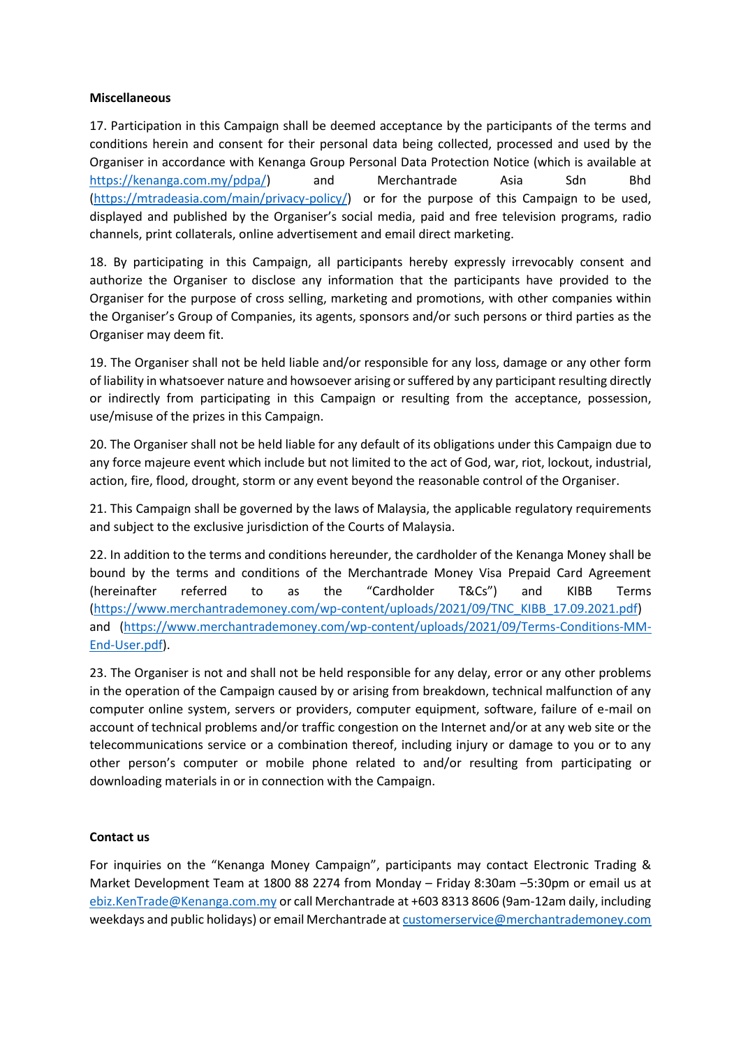**Miscellaneous**

17. Participation in this Campaign shall be deemed acceptance by the participants of the terms and conditions herein and consent for their personal data being collected, processed and used by the Organiser in accordance with Kenanga Group Personal Data Protection Notice (which is available at https://kenanga.com.my/pdpa/) and Merchantrade Asia Sdn Bhd (https://mtradeasia.com/main/privacy-policy/) or for the purpose of this Campaign to be used, displayed and published by the Organiser's social media, paid and free television programs, radio channels, print collaterals, online advertisement and email direct marketing.

18. By participating in this Campaign, all participants hereby expressly irrevocably consent and authorize the Organiser to disclose any information that the participants have provided to the Organiser for the purpose of cross selling, marketing and promotions, with other companies within the Organiser's Group of Companies, its agents, sponsors and/or such persons or third parties as the Organiser may deem fit.

19. The Organiser shall not be held liable and/or responsible for any loss, damage or any other form of liability in whatsoever nature and howsoever arising or suffered by any participant resulting directly or indirectly from participating in this Campaign or resulting from the acceptance, possession, use/misuse of the prizes in this Campaign.

20. The Organiser shall not be held liable for any default of its obligations under this Campaign due to any force majeure event which include but not limited to the act of God, war, riot, lockout, industrial, action, fire, flood, drought, storm or any event beyond the reasonable control of the Organiser.

21. This Campaign shall be governed by the laws of Malaysia, the applicable regulatory requirements and subject to the exclusive jurisdiction of the Courts of Malaysia.

22. In addition to the terms and conditions hereunder, the cardholder of the Kenanga Money shall be bound by the terms and conditions of the Merchantrade Money Visa Prepaid Card Agreement (hereinafter referred to as the "Cardholder T&Cs") and KIBB Terms (https://www.merchantrademoney.com/wp-content/uploads/2021/09/TNC_KIBB_17.09.2021.pdf) and (https://www.merchantrademoney.com/wp-content/uploads/2021/09/Terms-Conditions-MM-End-User.pdf).

23. The Organiser is not and shall not be held responsible for any delay, error or any other problems in the operation of the Campaign caused by or arising from breakdown, technical malfunction of any computer online system, servers or providers, computer equipment, software, failure of e-mail on account of technical problems and/or traffic congestion on the Internet and/or at any web site or the telecommunications service or a combination thereof, including injury or damage to you or to any other person's computer or mobile phone related to and/or resulting from participating or downloading materials in or in connection with the Campaign.

**Contact us**

For inquiries on the "Kenanga Money Campaign", participants may contact Electronic Trading & Market Development Team at 1800 88 2274 from Monday – Friday 8:30am –5:30pm or email us at ebiz.KenTrade@Kenanga.com.my or call Merchantrade at +603 8313 8606 (9am-12am daily, including weekdays and public holidays) or email Merchantrade at customerservice@merchantrademoney.com